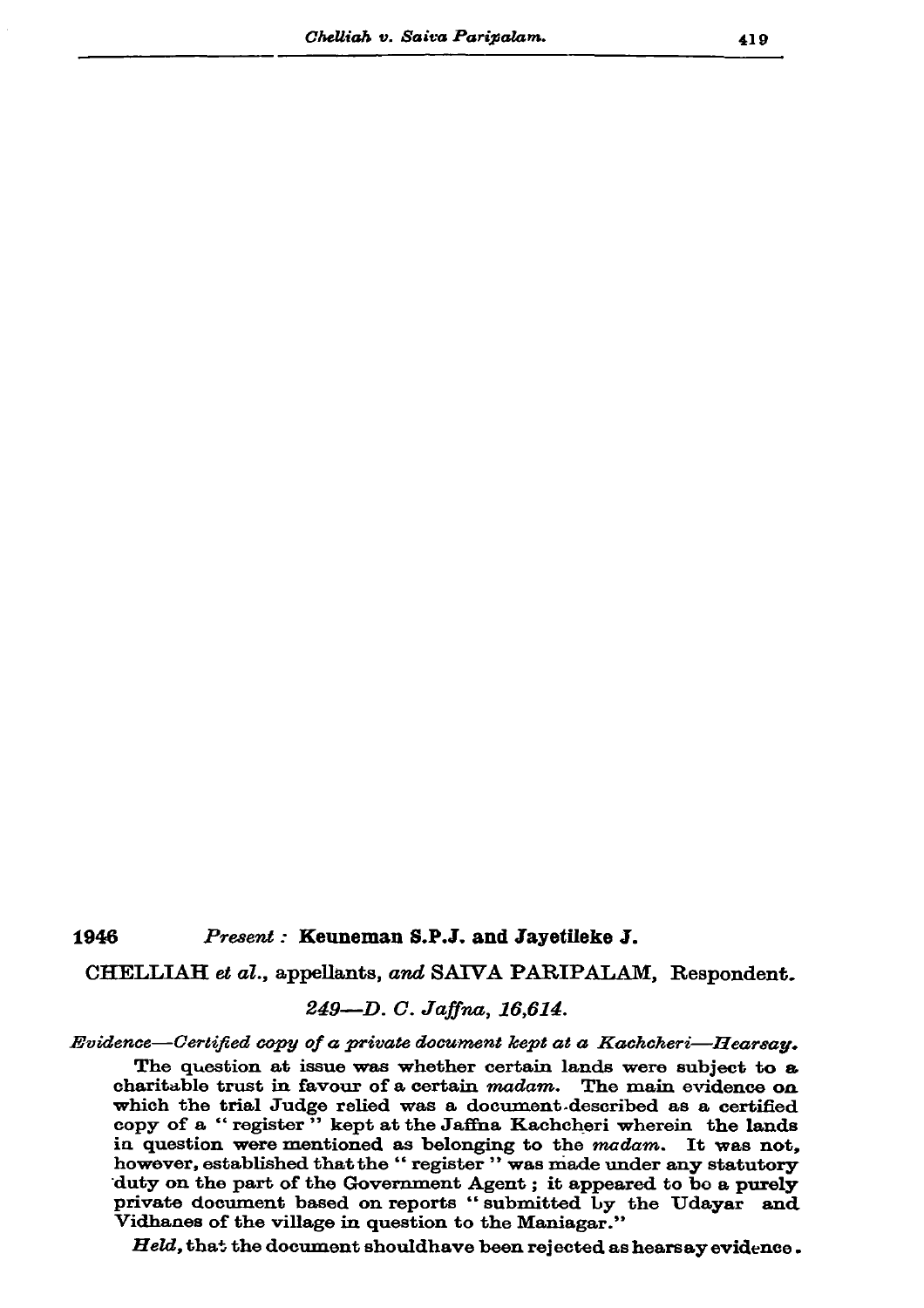**1946** *Present :* **Keuneman S.P.J. and Jayetileke J.**

CHELLIAH *et al.*, appellants, *and* SAIVA PARIPALAM, Respondent.

*249—D. C. Jaffna, 16,614.*

*Evidence—Certified copy of a private document kept at a Kachcheri—Hearsay.*

The question at issue was whether certain lands were subject to a charitable trust in favour of a certain *madam*. The main evidence on which the trial Judge relied was a document described as a certified copy of a " register " kept at the Jaffna Kachcheri wherein the lands in question were mentioned as belonging to the *madam*. It was not, however, established that the " register " was made under any statutory duty on the part of the Government Agent ; it appeared to be a purely private document based on reports " submitted by the Udayar and Vidhanes of the village in question to the Maniagar."

*Held*, that the document should have been rejected as hearsay evidence.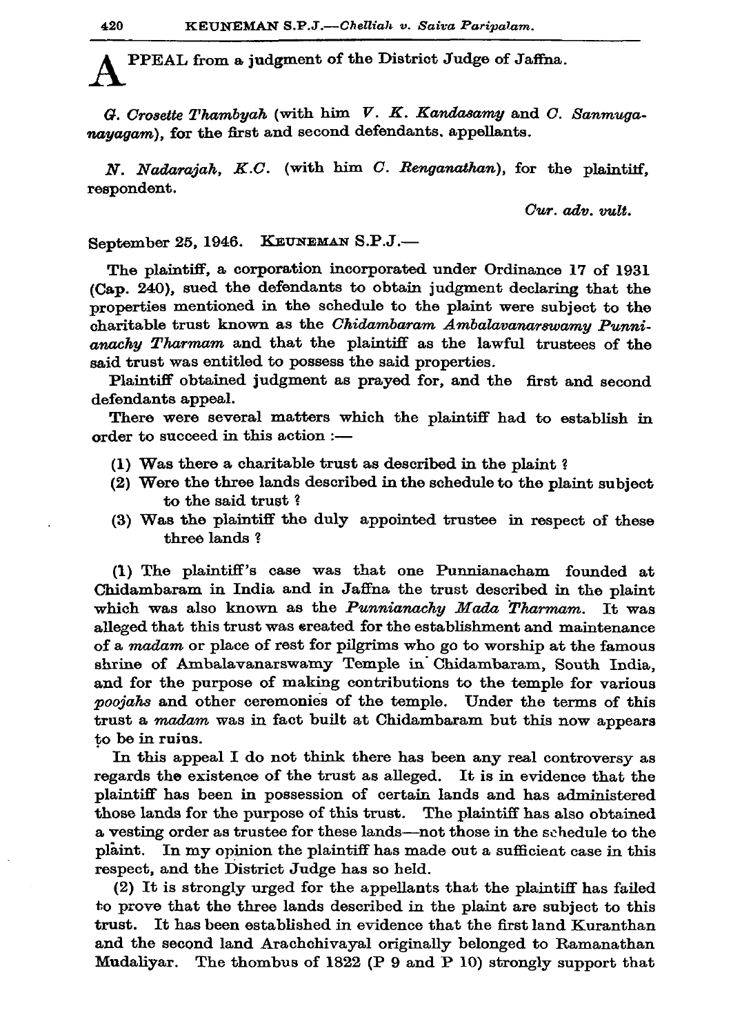**A**PPEAL from a judgment of the District Judge of Jaffna.

*G. Crosette Thambyah* (with him *V. K. Kandasamy* and *C. Sanmuganayagam*), for the first and second defendants, appellants.

*N. Nadarajah, K.C.* (with him *C. Renganathan*), for the plaintiff, respondent.

*Cur. adv. vult.*

September 25, 1946. KEUNEMAN S.P.J.—

The plaintiff, a corporation incorporated under Ordinance 17 of 1931 (Cap. 240), sued the defendants to obtain judgment declaring that the properties mentioned in the schedule to the plaint were subject to the charitable trust known as the *Chidambaram Ambalavanarswamy Punnianachy Tharmam* and that the plaintiff as the lawful trustees of the said trust was entitled to possess the said properties.

Plaintiff obtained judgment as prayed for, and the first and second defendants appeal.

There were several matters which the plaintiff had to establish in order to succeed in this action :—

(1) Was there a charitable trust as described in the plaint ?
(2) Were the three lands described in the schedule to the plaint subject to the said trust ?
(3) Was the plaintiff the duly appointed trustee in respect of these three lands ?

(1) The plaintiff's case was that one Punnianacham founded at Chidambaram in India and in Jaffna the trust described in the plaint which was also known as the *Punnianachy Mada Tharmam*. It was alleged that this trust was created for the establishment and maintenance of a *madam* or place of rest for pilgrims who go to worship at the famous shrine of Ambalavanarswamy Temple in Chidambaram, South India, and for the purpose of making contributions to the temple for various *poojahs* and other ceremonies of the temple. Under the terms of this trust a *madam* was in fact built at Chidambaram but this now appears to be in ruins.

In this appeal I do not think there has been any real controversy as regards the existence of the trust as alleged. It is in evidence that the plaintiff has been in possession of certain lands and has administered those lands for the purpose of this trust. The plaintiff has also obtained a vesting order as trustee for these lands—not those in the schedule to the plaint. In my opinion the plaintiff has made out a sufficient case in this respect, and the District Judge has so held.

(2) It is strongly urged for the appellants that the plaintiff has failed to prove that the three lands described in the plaint are subject to this trust. It has been established in evidence that the first land Kuranthan and the second land Arachchivayal originally belonged to Ramanathan Mudaliyar. The thombus of 1822 (P 9 and P 10) strongly support that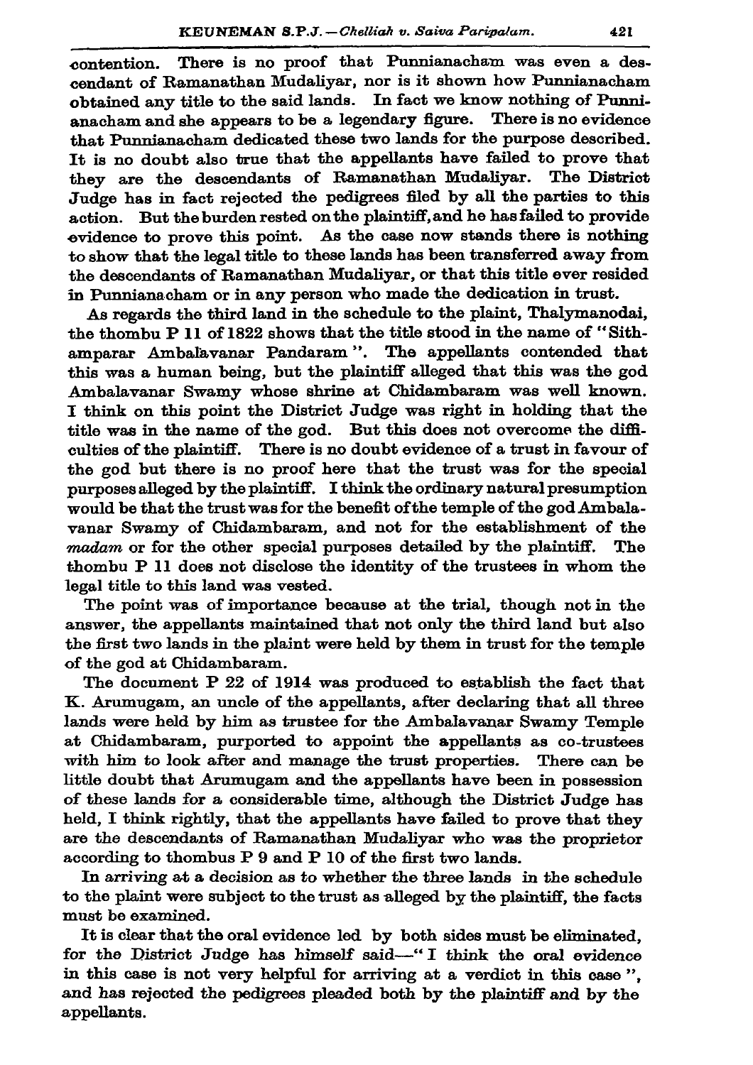contention. There is no proof that Punnianacham was even a descendant of Ramanathan Mudaliyar, nor is it shown how Punnianacham obtained any title to the said lands. In fact we know nothing of Punnianacham and she appears to be a legendary figure. There is no evidence that Punnianacham dedicated these two lands for the purpose described. It is no doubt also true that the appellants have failed to prove that they are the descendants of Ramanathan Mudaliyar. The District Judge has in fact rejected the pedigrees filed by all the parties to this action. But the burden rested on the plaintiff, and he has failed to provide evidence to prove this point. As the case now stands there is nothing to show that the legal title to these lands has been transferred away from the descendants of Ramanathan Mudaliyar, or that this title ever resided in Punnianacham or in any person who made the dedication in trust.

As regards the third land in the schedule to the plaint, Thalymanodai, the thombu P 11 of 1822 shows that the title stood in the name of "Sithamparar Ambalavanar Pandaram". The appellants contended that this was a human being, but the plaintiff alleged that this was the god Ambalavanar Swamy whose shrine at Chidambaram was well known. I think on this point the District Judge was right in holding that the title was in the name of the god. But this does not overcome the difficulties of the plaintiff. There is no doubt evidence of a trust in favour of the god but there is no proof here that the trust was for the special purposes alleged by the plaintiff. I think the ordinary natural presumption would be that the trust was for the benefit of the temple of the god Ambalavanar Swamy of Chidambaram, and not for the establishment of the *madam* or for the other special purposes detailed by the plaintiff. The thombu P 11 does not disclose the identity of the trustees in whom the legal title to this land was vested.

The point was of importance because at the trial, though not in the answer, the appellants maintained that not only the third land but also the first two lands in the plaint were held by them in trust for the temple of the god at Chidambaram.

The document P 22 of 1914 was produced to establish the fact that K. Arumugam, an uncle of the appellants, after declaring that all three lands were held by him as trustee for the Ambalavanar Swamy Temple at Chidambaram, purported to appoint the appellants as co-trustees with him to look after and manage the trust properties. There can be little doubt that Arumugam and the appellants have been in possession of these lands for a considerable time, although the District Judge has held, I think rightly, that the appellants have failed to prove that they are the descendants of Ramanathan Mudaliyar who was the proprietor according to thombus P 9 and P 10 of the first two lands.

In arriving at a decision as to whether the three lands in the schedule to the plaint were subject to the trust as alleged by the plaintiff, the facts must be examined.

It is clear that the oral evidence led by both sides must be eliminated, for the District Judge has himself said—"I think the oral evidence in this case is not very helpful for arriving at a verdict in this case", and has rejected the pedigrees pleaded both by the plaintiff and by the appellants.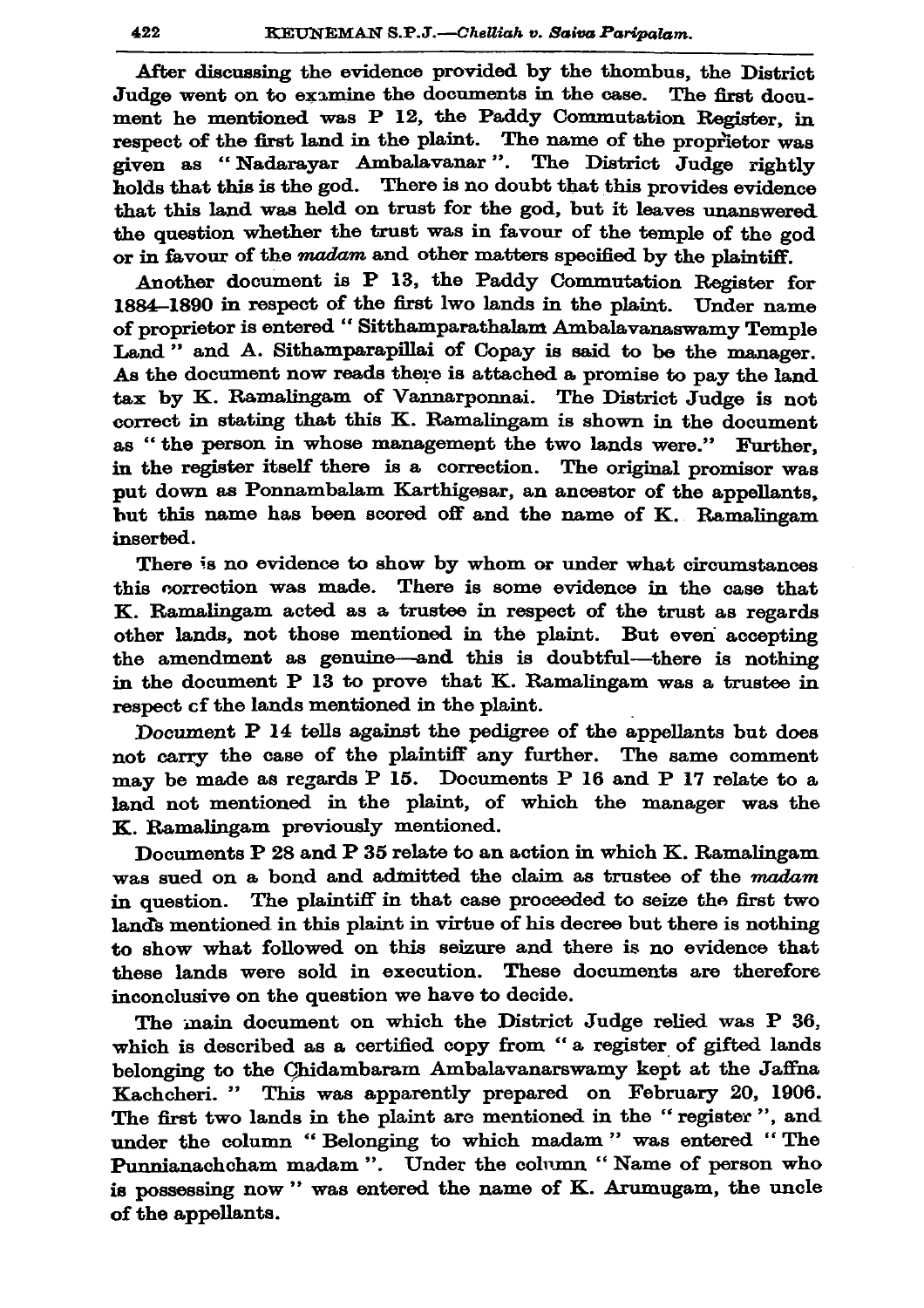After discussing the evidence provided by the thombus, the District Judge went on to examine the documents in the case. The first document he mentioned was P 12, the Paddy Commutation Register, in respect of the first land in the plaint. The name of the proprietor was given as "Nadarayar Ambalavanar". The District Judge rightly holds that this is the god. There is no doubt that this provides evidence that this land was held on trust for the god, but it leaves unanswered the question whether the trust was in favour of the temple of the god or in favour of the *madam* and other matters specified by the plaintiff.

Another document is P 13, the Paddy Commutation Register for 1884–1890 in respect of the first lwo lands in the plaint. Under name of proprietor is entered "Sitthamparathalam Ambalavanaswamy Temple Land" and A. Sithamparapillai of Copay is said to be the manager. As the document now reads there is attached a promise to pay the land tax by K. Ramalingam of Vannarponnai. The District Judge is not correct in stating that this K. Ramalingam is shown in the document as "the person in whose management the two lands were." Further, in the register itself there is a correction. The original promisor was put down as Ponnambalam Karthigesar, an ancestor of the appellants, but this name has been scored off and the name of K. Ramalingam inserted.

There is no evidence to show by whom or under what circumstances this correction was made. There is some evidence in the case that K. Ramalingam acted as a trustee in respect of the trust as regards other lands, not those mentioned in the plaint. But even accepting the amendment as genuine—and this is doubtful—there is nothing in the document P 13 to prove that K. Ramalingam was a trustee in respect of the lands mentioned in the plaint.

Document P 14 tells against the pedigree of the appellants but does not carry the case of the plaintiff any further. The same comment may be made as regards P 15. Documents P 16 and P 17 relate to a land not mentioned in the plaint, of which the manager was the K. Ramalingam previously mentioned.

Documents P 28 and P 35 relate to an action in which K. Ramalingam was sued on a bond and admitted the claim as trustee of the *madam* in question. The plaintiff in that case proceeded to seize the first two lands mentioned in this plaint in virtue of his decree but there is nothing to show what followed on this seizure and there is no evidence that these lands were sold in execution. These documents are therefore inconclusive on the question we have to decide.

The main document on which the District Judge relied was P 36, which is described as a certified copy from "a register of gifted lands belonging to the Chidambaram Ambalavanarswamy kept at the Jaffna Kachcheri." This was apparently prepared on February 20, 1906. The first two lands in the plaint are mentioned in the "register", and under the column "Belonging to which madam" was entered "The Punnianachcham madam". Under the column "Name of person who is possessing now" was entered the name of K. Arumugam, the uncle of the appellants.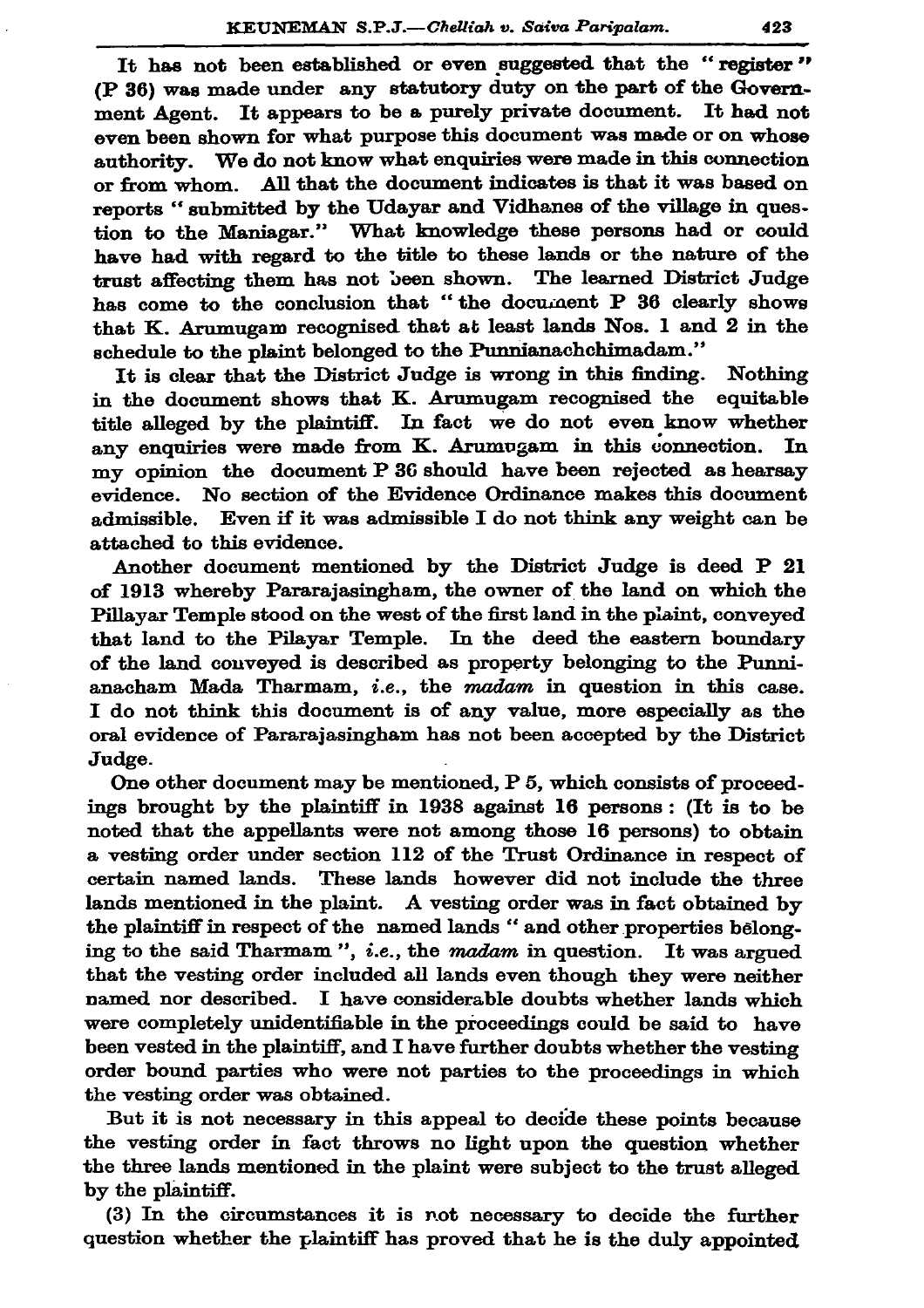It has not been established or even suggested that the "register" (P 36) was made under any statutory duty on the part of the Government Agent. It appears to be a purely private document. It had not even been shown for what purpose this document was made or on whose authority. We do not know what enquiries were made in this connection or from whom. All that the document indicates is that it was based on reports "submitted by the Udayar and Vidhanes of the village in question to the Maniagar." What knowledge these persons had or could have had with regard to the title to these lands or the nature of the trust affecting them has not been shown. The learned District Judge has come to the conclusion that "the document P 36 clearly shows that K. Arumugam recognised that at least lands Nos. 1 and 2 in the schedule to the plaint belonged to the Punnianachchimadam."

It is clear that the District Judge is wrong in this finding. Nothing in the document shows that K. Arumugam recognised the equitable title alleged by the plaintiff. In fact we do not even know whether any enquiries were made from K. Arumugam in this connection. In my opinion the document P 36 should have been rejected as hearsay evidence. No section of the Evidence Ordinance makes this document admissible. Even if it was admissible I do not think any weight can be attached to this evidence.

Another document mentioned by the District Judge is deed P 21 of 1913 whereby Pararajasingham, the owner of the land on which the Pillayar Temple stood on the west of the first land in the plaint, conveyed that land to the Pilayar Temple. In the deed the eastern boundary of the land conveyed is described as property belonging to the Punnianacham Mada Tharmam, *i.e.*, the *madam* in question in this case. I do not think this document is of any value, more especially as the oral evidence of Pararajasingham has not been accepted by the District Judge.

One other document may be mentioned, P 5, which consists of proceedings brought by the plaintiff in 1938 against 16 persons: (It is to be noted that the appellants were not among those 16 persons) to obtain a vesting order under section 112 of the Trust Ordinance in respect of certain named lands. These lands however did not include the three lands mentioned in the plaint. A vesting order was in fact obtained by the plaintiff in respect of the named lands "and other properties belonging to the said Tharmam", *i.e.*, the *madam* in question. It was argued that the vesting order included all lands even though they were neither named nor described. I have considerable doubts whether lands which were completely unidentifiable in the proceedings could be said to have been vested in the plaintiff, and I have further doubts whether the vesting order bound parties who were not parties to the proceedings in which the vesting order was obtained.

But it is not necessary in this appeal to decide these points because the vesting order in fact throws no light upon the question whether the three lands mentioned in the plaint were subject to the trust alleged by the plaintiff.

(3) In the circumstances it is not necessary to decide the further question whether the plaintiff has proved that he is the duly appointed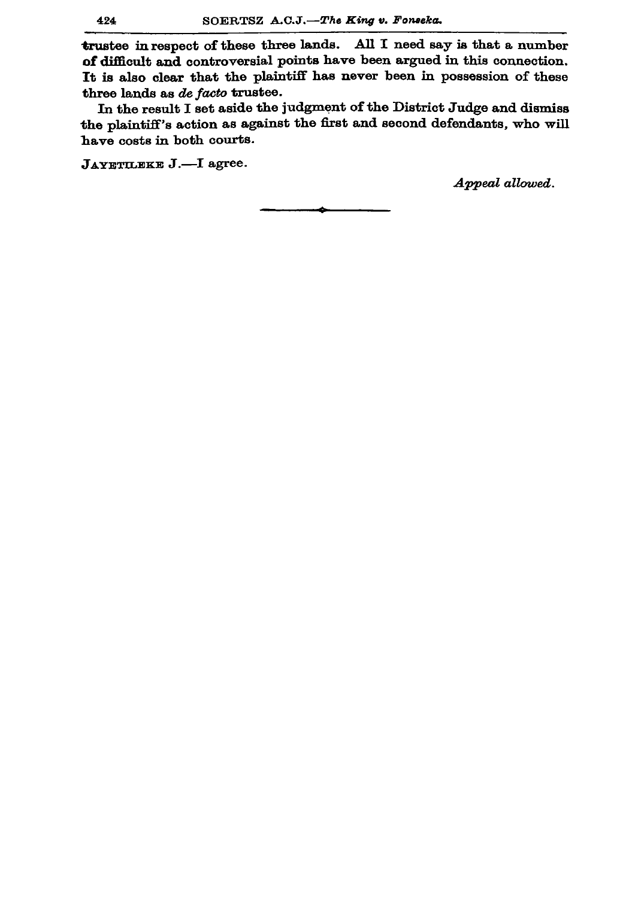trustee in respect of these three lands. All I need say is that a number of difficult and controversial points have been argued in this connection. It is also clear that the plaintiff has never been in possession of these three lands as *de facto* trustee.

In the result I set aside the judgment of the District Judge and dismiss the plaintiff's action as against the first and second defendants, who will have costs in both courts.

JAYETILEKE J.—I agree.

*Appeal allowed.*